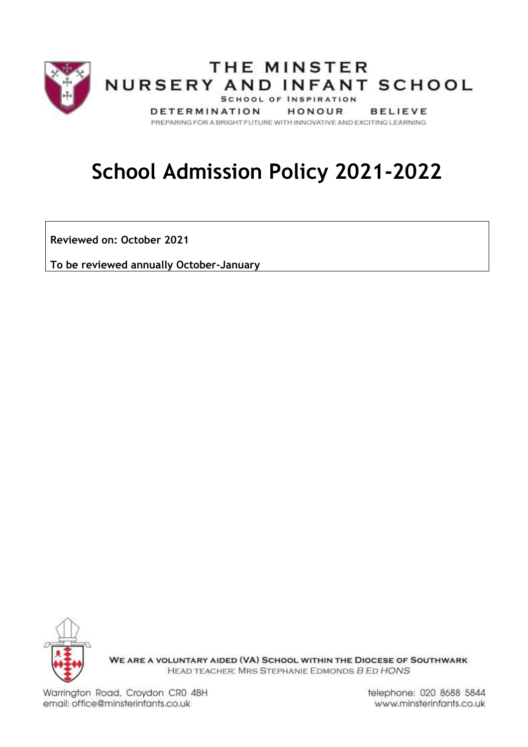THE MINSTER
NURSERY AND INFANT SCHOOL
SCHOOL OF INSPIRATION
DETERMINATION HONOUR BELIEVE
PREPARING FOR A BRIGHT FUTURE WITH INNOVATIVE AND EXCITING LEARNING

# School Admission Policy 2021-2022

**Reviewed on: October 2021**

**To be reviewed annually October-January**

WE ARE A VOLUNTARY AIDED (VA) SCHOOL WITHIN THE DIOCESE OF SOUTHWARK
HEAD TEACHER: MRS STEPHANIE EDMONDS *B ED HONS*

Warrington Road, Croydon CR0 4BH
email: office@minsterinfants.co.uk

telephone: 020 8688 5844
www.minsterinfants.co.uk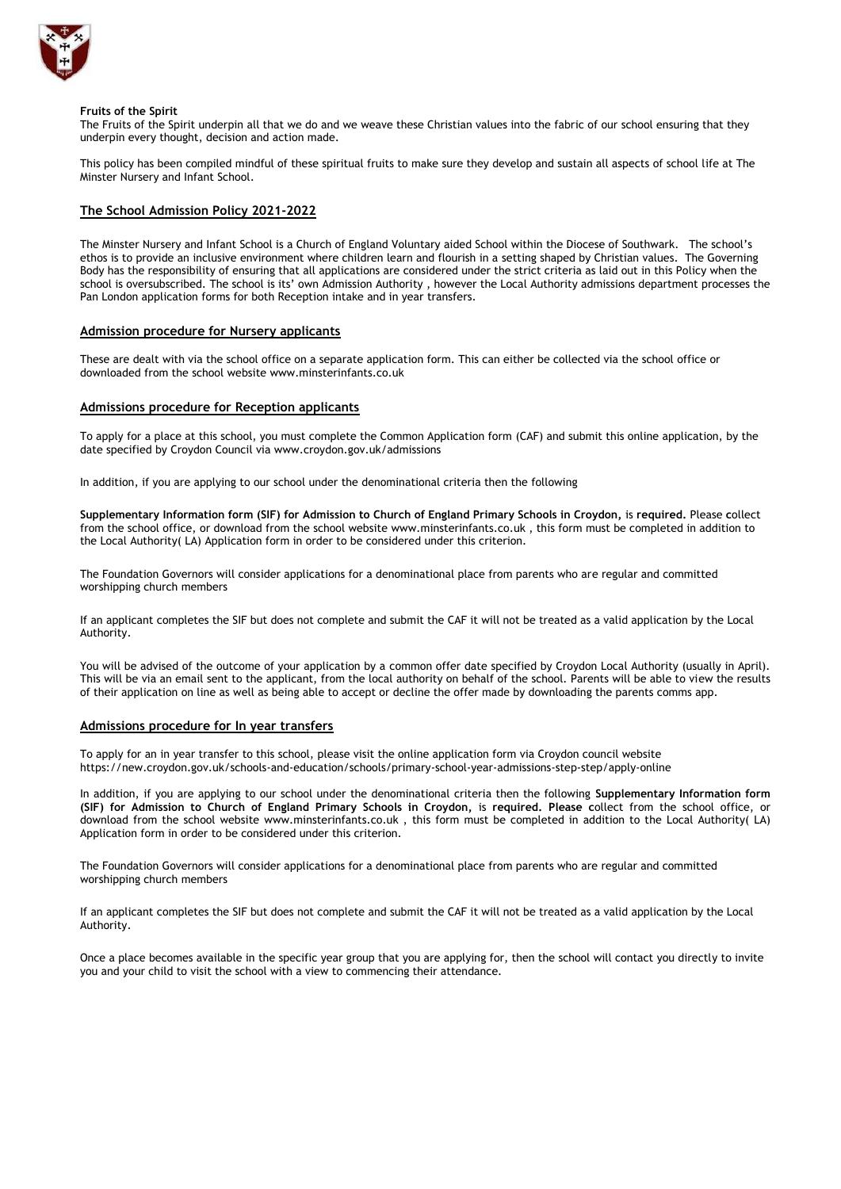**Fruits of the Spirit**

The Fruits of the Spirit underpin all that we do and we weave these Christian values into the fabric of our school ensuring that they underpin every thought, decision and action made.

This policy has been compiled mindful of these spiritual fruits to make sure they develop and sustain all aspects of school life at The Minster Nursery and Infant School.

## The School Admission Policy 2021-2022

The Minster Nursery and Infant School is a Church of England Voluntary aided School within the Diocese of Southwark. The school's ethos is to provide an inclusive environment where children learn and flourish in a setting shaped by Christian values. The Governing Body has the responsibility of ensuring that all applications are considered under the strict criteria as laid out in this Policy when the school is oversubscribed. The school is its' own Admission Authority , however the Local Authority admissions department processes the Pan London application forms for both Reception intake and in year transfers.

### Admission procedure for Nursery applicants

These are dealt with via the school office on a separate application form. This can either be collected via the school office or downloaded from the school website www.minsterinfants.co.uk

### Admissions procedure for Reception applicants

To apply for a place at this school, you must complete the Common Application form (CAF) and submit this online application, by the date specified by Croydon Council via www.croydon.gov.uk/admissions

In addition, if you are applying to our school under the denominational criteria then the following

**Supplementary Information form (SIF) for Admission to Church of England Primary Schools in Croydon,** is **required.** Please **c**ollect from the school office, or download from the school website www.minsterinfants.co.uk , this form must be completed in addition to the Local Authority( LA) Application form in order to be considered under this criterion.

The Foundation Governors will consider applications for a denominational place from parents who are regular and committed worshipping church members

If an applicant completes the SIF but does not complete and submit the CAF it will not be treated as a valid application by the Local Authority.

You will be advised of the outcome of your application by a common offer date specified by Croydon Local Authority (usually in April). This will be via an email sent to the applicant, from the local authority on behalf of the school. Parents will be able to view the results of their application on line as well as being able to accept or decline the offer made by downloading the parents comms app.

### Admissions procedure for In year transfers

To apply for an in year transfer to this school, please visit the online application form via Croydon council website https://new.croydon.gov.uk/schools-and-education/schools/primary-school-year-admissions-step-step/apply-online

In addition, if you are applying to our school under the denominational criteria then the following **Supplementary Information form (SIF) for Admission to Church of England Primary Schools in Croydon,** is **required. Please c**ollect from the school office, or download from the school website www.minsterinfants.co.uk , this form must be completed in addition to the Local Authority( LA) Application form in order to be considered under this criterion.

The Foundation Governors will consider applications for a denominational place from parents who are regular and committed worshipping church members

If an applicant completes the SIF but does not complete and submit the CAF it will not be treated as a valid application by the Local Authority.

Once a place becomes available in the specific year group that you are applying for, then the school will contact you directly to invite you and your child to visit the school with a view to commencing their attendance.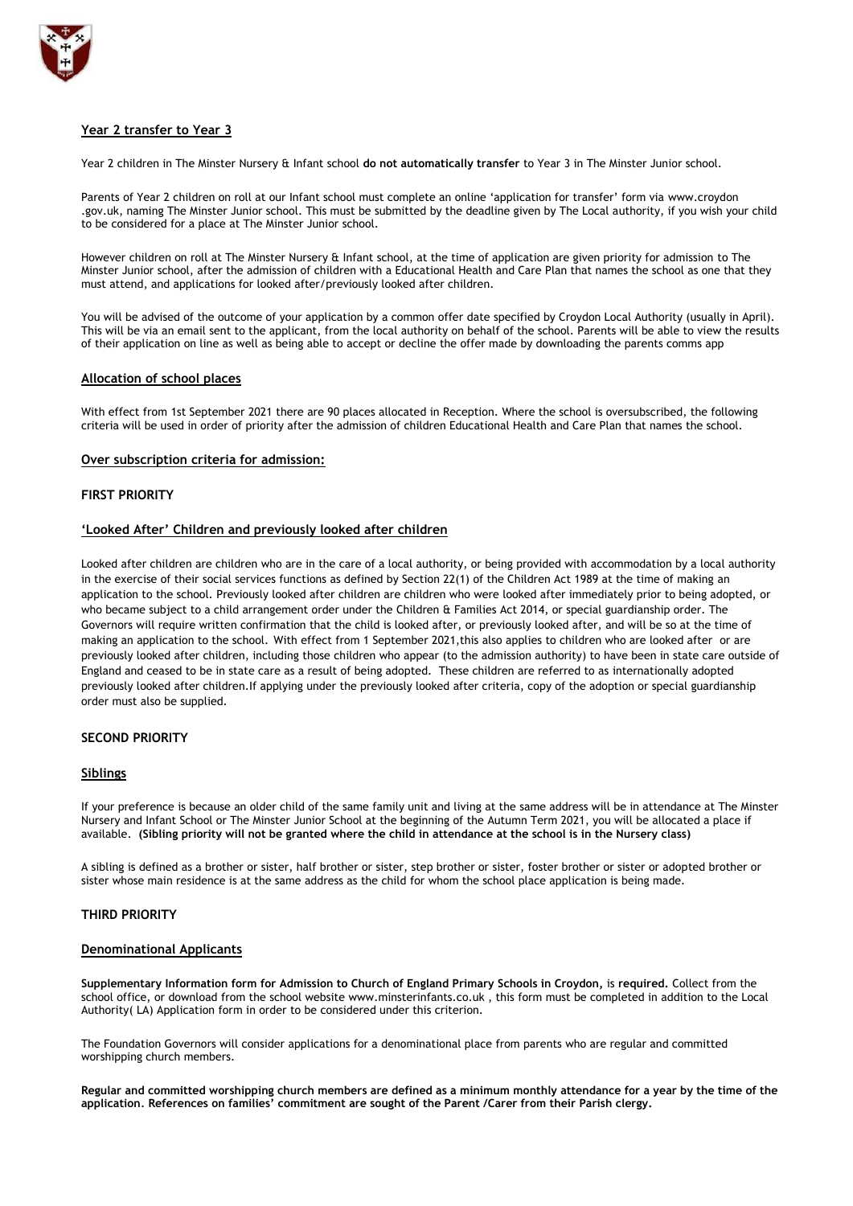## Year 2 transfer to Year 3

Year 2 children in The Minster Nursery & Infant school **do not automatically transfer** to Year 3 in The Minster Junior school.

Parents of Year 2 children on roll at our Infant school must complete an online 'application for transfer' form via www.croydon .gov.uk, naming The Minster Junior school. This must be submitted by the deadline given by The Local authority, if you wish your child to be considered for a place at The Minster Junior school.

However children on roll at The Minster Nursery & Infant school, at the time of application are given priority for admission to The Minster Junior school, after the admission of children with a Educational Health and Care Plan that names the school as one that they must attend, and applications for looked after/previously looked after children.

You will be advised of the outcome of your application by a common offer date specified by Croydon Local Authority (usually in April). This will be via an email sent to the applicant, from the local authority on behalf of the school. Parents will be able to view the results of their application on line as well as being able to accept or decline the offer made by downloading the parents comms app

## Allocation of school places

With effect from 1st September 2021 there are 90 places allocated in Reception. Where the school is oversubscribed, the following criteria will be used in order of priority after the admission of children Educational Health and Care Plan that names the school.

## Over subscription criteria for admission:

### FIRST PRIORITY

#### 'Looked After' Children and previously looked after children

Looked after children are children who are in the care of a local authority, or being provided with accommodation by a local authority in the exercise of their social services functions as defined by Section 22(1) of the Children Act 1989 at the time of making an application to the school. Previously looked after children are children who were looked after immediately prior to being adopted, or who became subject to a child arrangement order under the Children & Families Act 2014, or special guardianship order. The Governors will require written confirmation that the child is looked after, or previously looked after, and will be so at the time of making an application to the school. With effect from 1 September 2021,this also applies to children who are looked after or are previously looked after children, including those children who appear (to the admission authority) to have been in state care outside of England and ceased to be in state care as a result of being adopted. These children are referred to as internationally adopted previously looked after children.If applying under the previously looked after criteria, copy of the adoption or special guardianship order must also be supplied.

### SECOND PRIORITY

#### Siblings

If your preference is because an older child of the same family unit and living at the same address will be in attendance at The Minster Nursery and Infant School or The Minster Junior School at the beginning of the Autumn Term 2021, you will be allocated a place if available. **(Sibling priority will not be granted where the child in attendance at the school is in the Nursery class)**

A sibling is defined as a brother or sister, half brother or sister, step brother or sister, foster brother or sister or adopted brother or sister whose main residence is at the same address as the child for whom the school place application is being made.

### THIRD PRIORITY

#### Denominational Applicants

**Supplementary Information form for Admission to Church of England Primary Schools in Croydon,** is **required.** Collect from the school office, or download from the school website www.minsterinfants.co.uk , this form must be completed in addition to the Local Authority( LA) Application form in order to be considered under this criterion.

The Foundation Governors will consider applications for a denominational place from parents who are regular and committed worshipping church members.

**Regular and committed worshipping church members are defined as a minimum monthly attendance for a year by the time of the application. References on families' commitment are sought of the Parent /Carer from their Parish clergy.**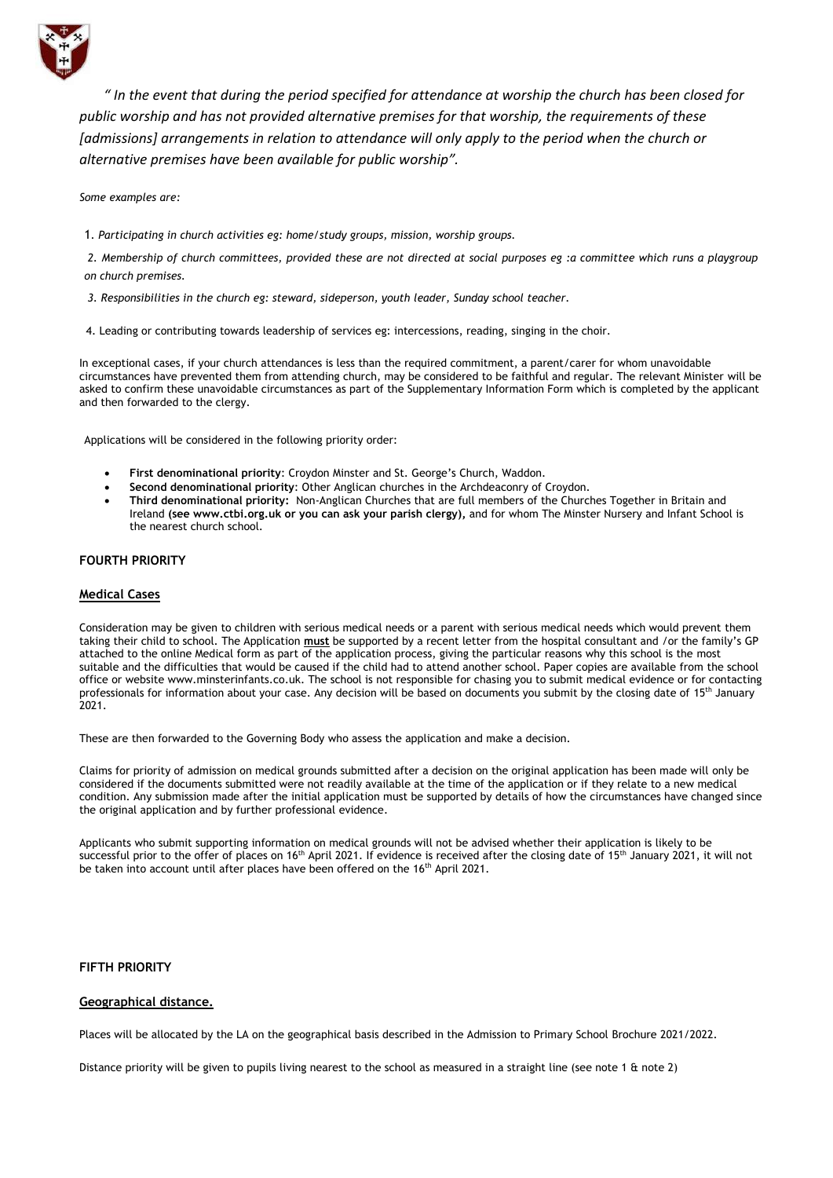*" In the event that during the period specified for attendance at worship the church has been closed for public worship and has not provided alternative premises for that worship, the requirements of these [admissions] arrangements in relation to attendance will only apply to the period when the church or alternative premises have been available for public worship".*

*Some examples are:*

1. *Participating in church activities eg: home/study groups, mission, worship groups.*
2. *Membership of church committees, provided these are not directed at social purposes eg :a committee which runs a playgroup on church premises.*
3. *Responsibilities in the church eg: steward, sideperson, youth leader, Sunday school teacher.*
4. Leading or contributing towards leadership of services eg: intercessions, reading, singing in the choir.

In exceptional cases, if your church attendances is less than the required commitment, a parent/carer for whom unavoidable circumstances have prevented them from attending church, may be considered to be faithful and regular. The relevant Minister will be asked to confirm these unavoidable circumstances as part of the Supplementary Information Form which is completed by the applicant and then forwarded to the clergy.

Applications will be considered in the following priority order:

- **First denominational priority**: Croydon Minster and St. George's Church, Waddon.
- **Second denominational priority**: Other Anglican churches in the Archdeaconry of Croydon.
- **Third denominational priority:** Non-Anglican Churches that are full members of the Churches Together in Britain and Ireland **(see www.ctbi.org.uk or you can ask your parish clergy),** and for whom The Minster Nursery and Infant School is the nearest church school.

**FOURTH PRIORITY**

**Medical Cases**

Consideration may be given to children with serious medical needs or a parent with serious medical needs which would prevent them taking their child to school. The Application **must** be supported by a recent letter from the hospital consultant and /or the family's GP attached to the online Medical form as part of the application process, giving the particular reasons why this school is the most suitable and the difficulties that would be caused if the child had to attend another school. Paper copies are available from the school office or website www.minsterinfants.co.uk. The school is not responsible for chasing you to submit medical evidence or for contacting professionals for information about your case. Any decision will be based on documents you submit by the closing date of 15th January 2021.

These are then forwarded to the Governing Body who assess the application and make a decision.

Claims for priority of admission on medical grounds submitted after a decision on the original application has been made will only be considered if the documents submitted were not readily available at the time of the application or if they relate to a new medical condition. Any submission made after the initial application must be supported by details of how the circumstances have changed since the original application and by further professional evidence.

Applicants who submit supporting information on medical grounds will not be advised whether their application is likely to be successful prior to the offer of places on 16th April 2021. If evidence is received after the closing date of 15th January 2021, it will not be taken into account until after places have been offered on the 16th April 2021.

**FIFTH PRIORITY**

**Geographical distance.**

Places will be allocated by the LA on the geographical basis described in the Admission to Primary School Brochure 2021/2022.

Distance priority will be given to pupils living nearest to the school as measured in a straight line (see note 1 & note 2)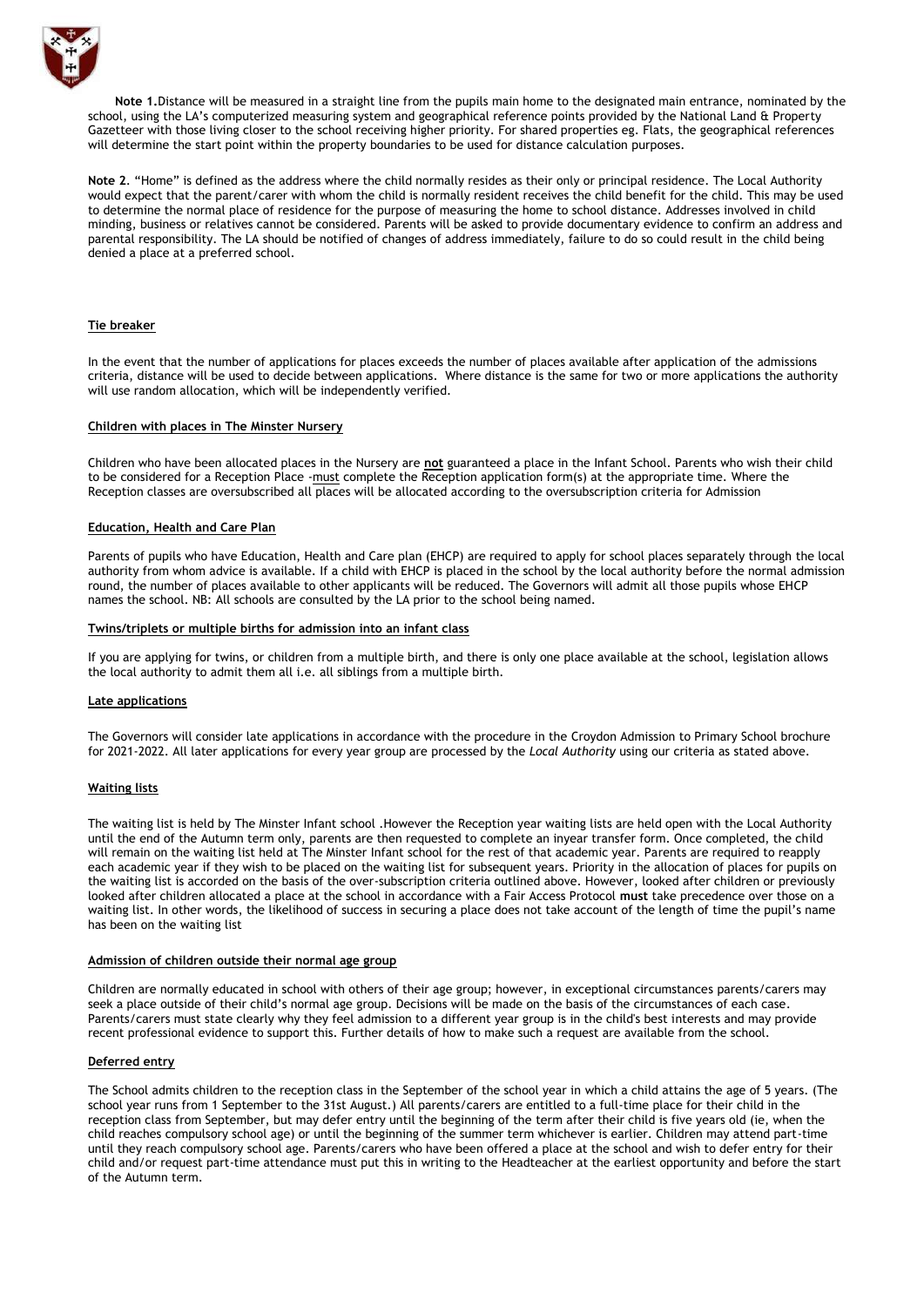**Note 1.**Distance will be measured in a straight line from the pupils main home to the designated main entrance, nominated by the school, using the LA's computerized measuring system and geographical reference points provided by the National Land & Property Gazetteer with those living closer to the school receiving higher priority. For shared properties eg. Flats, the geographical references will determine the start point within the property boundaries to be used for distance calculation purposes.

**Note 2**. "Home" is defined as the address where the child normally resides as their only or principal residence. The Local Authority would expect that the parent/carer with whom the child is normally resident receives the child benefit for the child. This may be used to determine the normal place of residence for the purpose of measuring the home to school distance. Addresses involved in child minding, business or relatives cannot be considered. Parents will be asked to provide documentary evidence to confirm an address and parental responsibility. The LA should be notified of changes of address immediately, failure to do so could result in the child being denied a place at a preferred school.

**Tie breaker**

In the event that the number of applications for places exceeds the number of places available after application of the admissions criteria, distance will be used to decide between applications. Where distance is the same for two or more applications the authority will use random allocation, which will be independently verified.

**Children with places in The Minster Nursery**

Children who have been allocated places in the Nursery are **not** guaranteed a place in the Infant School. Parents who wish their child to be considered for a Reception Place -must complete the Reception application form(s) at the appropriate time. Where the Reception classes are oversubscribed all places will be allocated according to the oversubscription criteria for Admission

**Education, Health and Care Plan**

Parents of pupils who have Education, Health and Care plan (EHCP) are required to apply for school places separately through the local authority from whom advice is available. If a child with EHCP is placed in the school by the local authority before the normal admission round, the number of places available to other applicants will be reduced. The Governors will admit all those pupils whose EHCP names the school. NB: All schools are consulted by the LA prior to the school being named.

**Twins/triplets or multiple births for admission into an infant class**

If you are applying for twins, or children from a multiple birth, and there is only one place available at the school, legislation allows the local authority to admit them all i.e. all siblings from a multiple birth.

**Late applications**

The Governors will consider late applications in accordance with the procedure in the Croydon Admission to Primary School brochure for 2021-2022. All later applications for every year group are processed by the *Local Authority* using our criteria as stated above.

**Waiting lists**

The waiting list is held by The Minster Infant school .However the Reception year waiting lists are held open with the Local Authority until the end of the Autumn term only, parents are then requested to complete an inyear transfer form. Once completed, the child will remain on the waiting list held at The Minster Infant school for the rest of that academic year. Parents are required to reapply each academic year if they wish to be placed on the waiting list for subsequent years. Priority in the allocation of places for pupils on the waiting list is accorded on the basis of the over-subscription criteria outlined above. However, looked after children or previously looked after children allocated a place at the school in accordance with a Fair Access Protocol **must** take precedence over those on a waiting list. In other words, the likelihood of success in securing a place does not take account of the length of time the pupil's name has been on the waiting list

**Admission of children outside their normal age group**

Children are normally educated in school with others of their age group; however, in exceptional circumstances parents/carers may seek a place outside of their child's normal age group. Decisions will be made on the basis of the circumstances of each case. Parents/carers must state clearly why they feel admission to a different year group is in the child's best interests and may provide recent professional evidence to support this. Further details of how to make such a request are available from the school.

**Deferred entry**

The School admits children to the reception class in the September of the school year in which a child attains the age of 5 years. (The school year runs from 1 September to the 31st August.) All parents/carers are entitled to a full-time place for their child in the reception class from September, but may defer entry until the beginning of the term after their child is five years old (ie, when the child reaches compulsory school age) or until the beginning of the summer term whichever is earlier. Children may attend part-time until they reach compulsory school age. Parents/carers who have been offered a place at the school and wish to defer entry for their child and/or request part-time attendance must put this in writing to the Headteacher at the earliest opportunity and before the start of the Autumn term.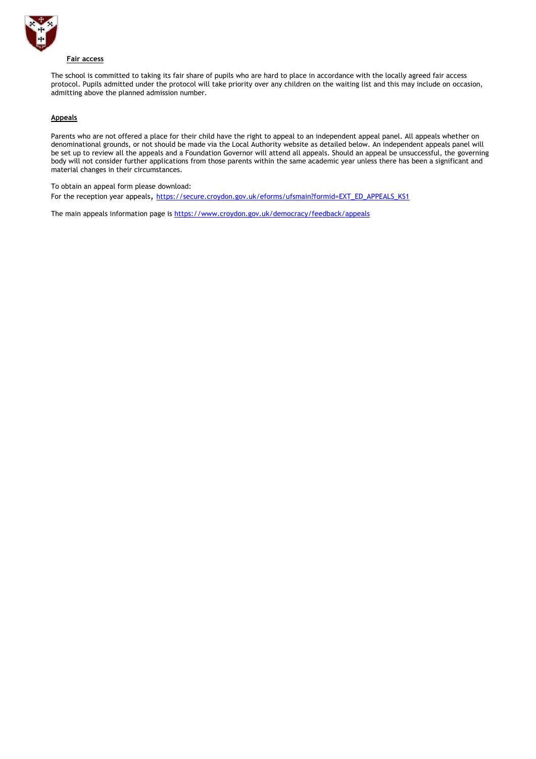## Fair access

The school is committed to taking its fair share of pupils who are hard to place in accordance with the locally agreed fair access protocol. Pupils admitted under the protocol will take priority over any children on the waiting list and this may include on occasion, admitting above the planned admission number.

## Appeals

Parents who are not offered a place for their child have the right to appeal to an independent appeal panel. All appeals whether on denominational grounds, or not should be made via the Local Authority website as detailed below. An independent appeals panel will be set up to review all the appeals and a Foundation Governor will attend all appeals. Should an appeal be unsuccessful, the governing body will not consider further applications from those parents within the same academic year unless there has been a significant and material changes in their circumstances.

To obtain an appeal form please download:
For the reception year appeals, https://secure.croydon.gov.uk/eforms/ufsmain?formid=EXT_ED_APPEALS_KS1

The main appeals information page is https://www.croydon.gov.uk/democracy/feedback/appeals